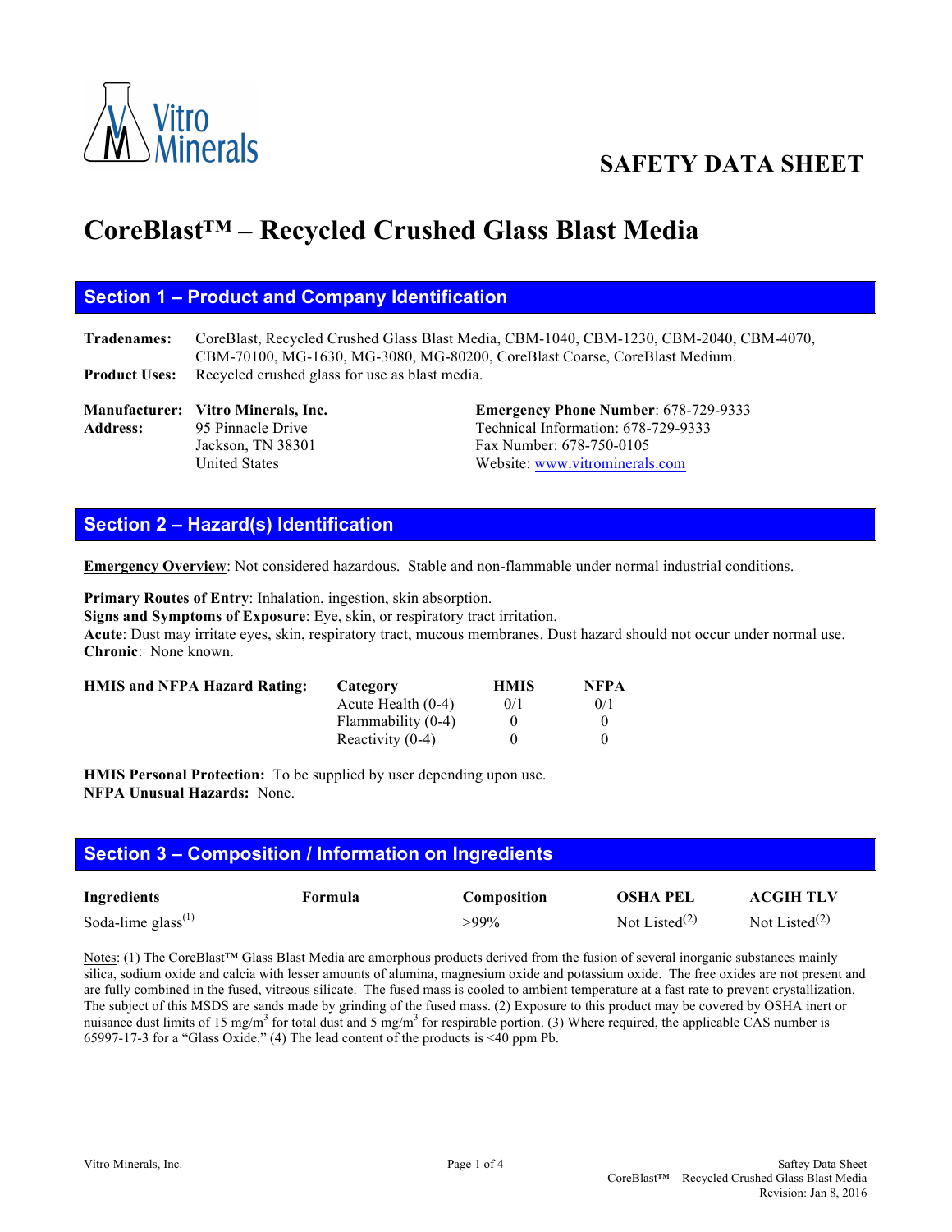# SAFETY DATA SHEET

# CoreBlast™ – Recycled Crushed Glass Blast Media

## Section 1 – Product and Company Identification

**Tradenames:** CoreBlast, Recycled Crushed Glass Blast Media, CBM-1040, CBM-1230, CBM-2040, CBM-4070, CBM-70100, MG-1630, MG-3080, MG-80200, CoreBlast Coarse, CoreBlast Medium.

**Product Uses:** Recycled crushed glass for use as blast media.

**Manufacturer:** **Vitro Minerals, Inc.**
**Address:** 95 Pinnacle Drive
Jackson, TN 38301
United States

**Emergency Phone Number**: 678-729-9333
Technical Information: 678-729-9333
Fax Number: 678-750-0105
Website: www.vitrominerals.com

## Section 2 – Hazard(s) Identification

**Emergency Overview**: Not considered hazardous. Stable and non-flammable under normal industrial conditions.

**Primary Routes of Entry**: Inhalation, ingestion, skin absorption.
**Signs and Symptoms of Exposure**: Eye, skin, or respiratory tract irritation.
**Acute**: Dust may irritate eyes, skin, respiratory tract, mucous membranes. Dust hazard should not occur under normal use.
**Chronic**: None known.

**HMIS and NFPA Hazard Rating:**

| Category | HMIS | NFPA |
|---|---|---|
| Acute Health (0-4) | 0/1 | 0/1 |
| Flammability (0-4) | 0 | 0 |
| Reactivity (0-4) | 0 | 0 |

**HMIS Personal Protection:** To be supplied by user depending upon use.
**NFPA Unusual Hazards:** None.

## Section 3 – Composition / Information on Ingredients

| Ingredients | Formula | Composition | OSHA PEL | ACGIH TLV |
|---|---|---|---|---|
| Soda-lime glass(1) | | >99% | Not Listed(2) | Not Listed(2) |

Notes: (1) The CoreBlast™ Glass Blast Media are amorphous products derived from the fusion of several inorganic substances mainly silica, sodium oxide and calcia with lesser amounts of alumina, magnesium oxide and potassium oxide. The free oxides are not present and are fully combined in the fused, vitreous silicate. The fused mass is cooled to ambient temperature at a fast rate to prevent crystallization. The subject of this MSDS are sands made by grinding of the fused mass. (2) Exposure to this product may be covered by OSHA inert or nuisance dust limits of 15 $mg/m^3$ for total dust and 5 $mg/m^3$ for respirable portion. (3) Where required, the applicable CAS number is 65997-17-3 for a "Glass Oxide." (4) The lead content of the products is <40 ppm Pb.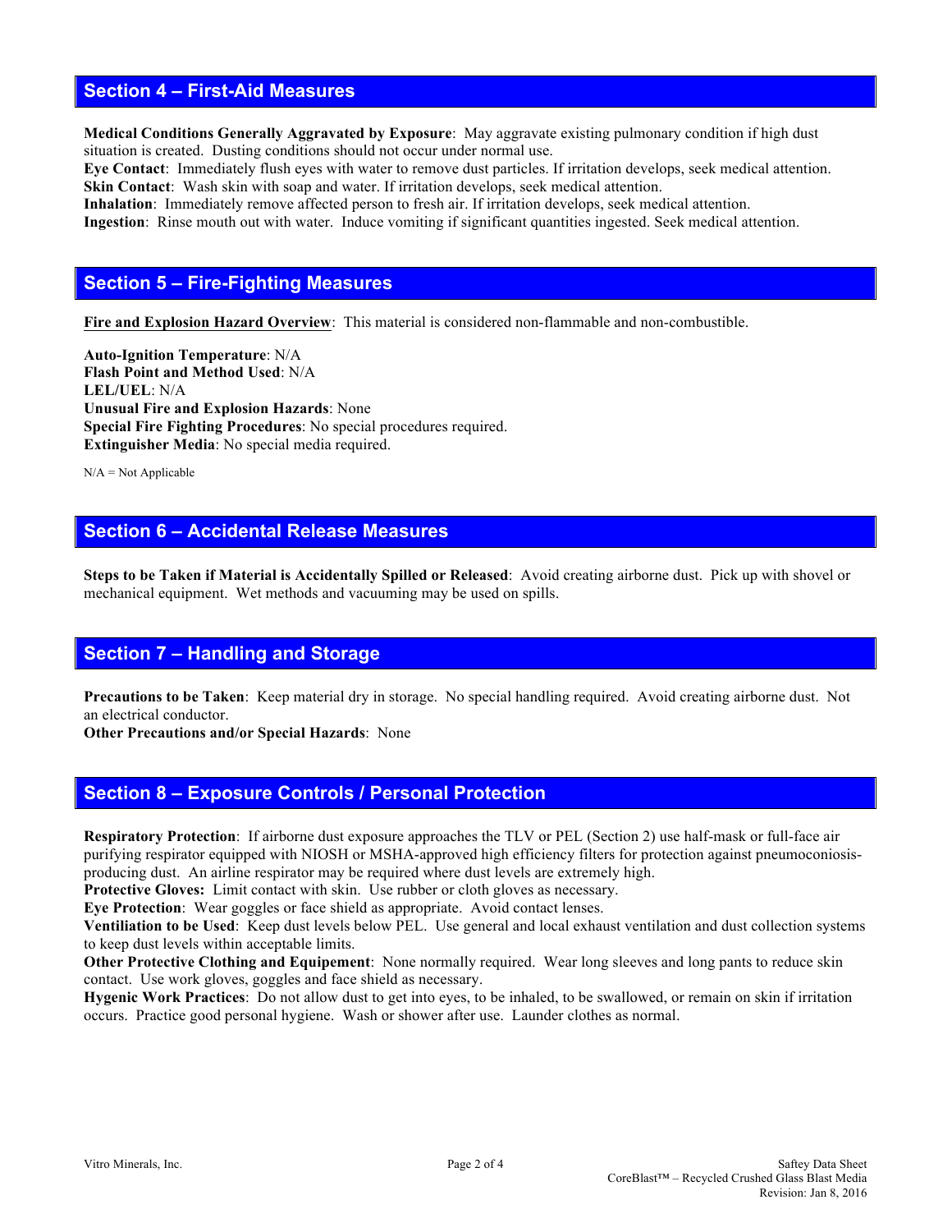## Section 4 – First-Aid Measures

**Medical Conditions Generally Aggravated by Exposure**: May aggravate existing pulmonary condition if high dust situation is created. Dusting conditions should not occur under normal use.
**Eye Contact**: Immediately flush eyes with water to remove dust particles. If irritation develops, seek medical attention.
**Skin Contact**: Wash skin with soap and water. If irritation develops, seek medical attention.
**Inhalation**: Immediately remove affected person to fresh air. If irritation develops, seek medical attention.
**Ingestion**: Rinse mouth out with water. Induce vomiting if significant quantities ingested. Seek medical attention.

## Section 5 – Fire-Fighting Measures

<u>**Fire and Explosion Hazard Overview**</u>: This material is considered non-flammable and non-combustible.

**Auto-Ignition Temperature**: N/A
**Flash Point and Method Used**: N/A
**LEL/UEL**: N/A
**Unusual Fire and Explosion Hazards**: None
**Special Fire Fighting Procedures**: No special procedures required.
**Extinguisher Media**: No special media required.

N/A = Not Applicable

## Section 6 – Accidental Release Measures

**Steps to be Taken if Material is Accidentally Spilled or Released**: Avoid creating airborne dust. Pick up with shovel or mechanical equipment. Wet methods and vacuuming may be used on spills.

## Section 7 – Handling and Storage

**Precautions to be Taken**: Keep material dry in storage. No special handling required. Avoid creating airborne dust. Not an electrical conductor.
**Other Precautions and/or Special Hazards**: None

## Section 8 – Exposure Controls / Personal Protection

**Respiratory Protection**: If airborne dust exposure approaches the TLV or PEL (Section 2) use half-mask or full-face air purifying respirator equipped with NIOSH or MSHA-approved high efficiency filters for protection against pneumoconiosis-producing dust. An airline respirator may be required where dust levels are extremely high.
**Protective Gloves:** Limit contact with skin. Use rubber or cloth gloves as necessary.
**Eye Protection**: Wear goggles or face shield as appropriate. Avoid contact lenses.
**Ventiliation to be Used**: Keep dust levels below PEL. Use general and local exhaust ventilation and dust collection systems to keep dust levels within acceptable limits.
**Other Protective Clothing and Equipement**: None normally required. Wear long sleeves and long pants to reduce skin contact. Use work gloves, goggles and face shield as necessary.
**Hygenic Work Practices**: Do not allow dust to get into eyes, to be inhaled, to be swallowed, or remain on skin if irritation occurs. Practice good personal hygiene. Wash or shower after use. Launder clothes as normal.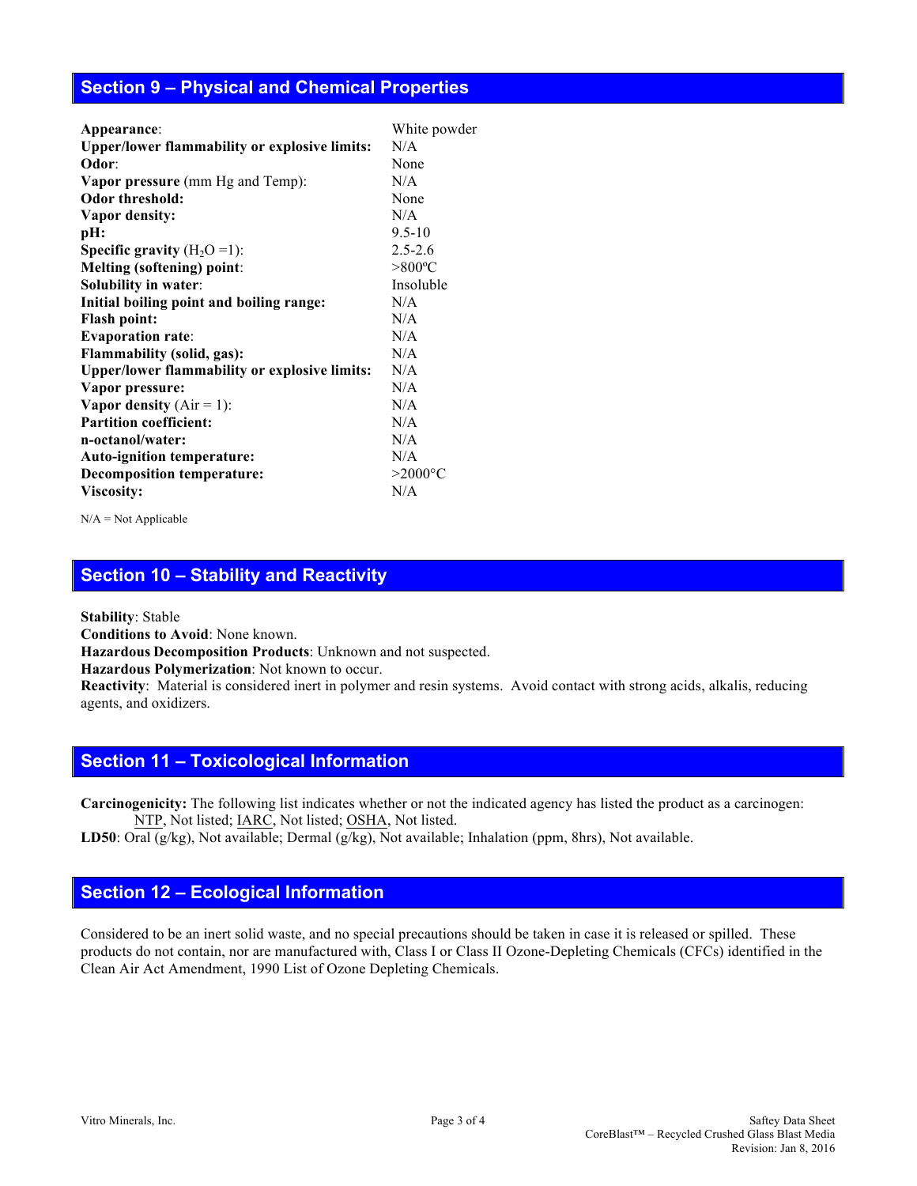## Section 9 – Physical and Chemical Properties

| | |
|---|---|
| **Appearance**: | White powder |
| **Upper/lower flammability or explosive limits:** | N/A |
| **Odor**: | None |
| **Vapor pressure** (mm Hg and Temp): | N/A |
| **Odor threshold:** | None |
| **Vapor density:** | N/A |
| **pH:** | 9.5-10 |
| **Specific gravity** ($H_2O$ =1): | 2.5-2.6 |
| **Melting (softening) point**: | >800ºC |
| **Solubility in water**: | Insoluble |
| **Initial boiling point and boiling range:** | N/A |
| **Flash point:** | N/A |
| **Evaporation rate**: | N/A |
| **Flammability (solid, gas):** | N/A |
| **Upper/lower flammability or explosive limits:** | N/A |
| **Vapor pressure:** | N/A |
| **Vapor density** (Air = 1): | N/A |
| **Partition coefficient:** | N/A |
| **n-octanol/water:** | N/A |
| **Auto-ignition temperature:** | N/A |
| **Decomposition temperature:** | >2000°C |
| **Viscosity:** | N/A |

N/A = Not Applicable

## Section 10 – Stability and Reactivity

**Stability**: Stable
**Conditions to Avoid**: None known.
**Hazardous Decomposition Products**: Unknown and not suspected.
**Hazardous Polymerization**: Not known to occur.
**Reactivity**: Material is considered inert in polymer and resin systems. Avoid contact with strong acids, alkalis, reducing agents, and oxidizers.

## Section 11 – Toxicological Information

**Carcinogenicity:** The following list indicates whether or not the indicated agency has listed the product as a carcinogen: NTP, Not listed; IARC, Not listed; OSHA, Not listed.
**LD50**: Oral (g/kg), Not available; Dermal (g/kg), Not available; Inhalation (ppm, 8hrs), Not available.

## Section 12 – Ecological Information

Considered to be an inert solid waste, and no special precautions should be taken in case it is released or spilled. These products do not contain, nor are manufactured with, Class I or Class II Ozone-Depleting Chemicals (CFCs) identified in the Clean Air Act Amendment, 1990 List of Ozone Depleting Chemicals.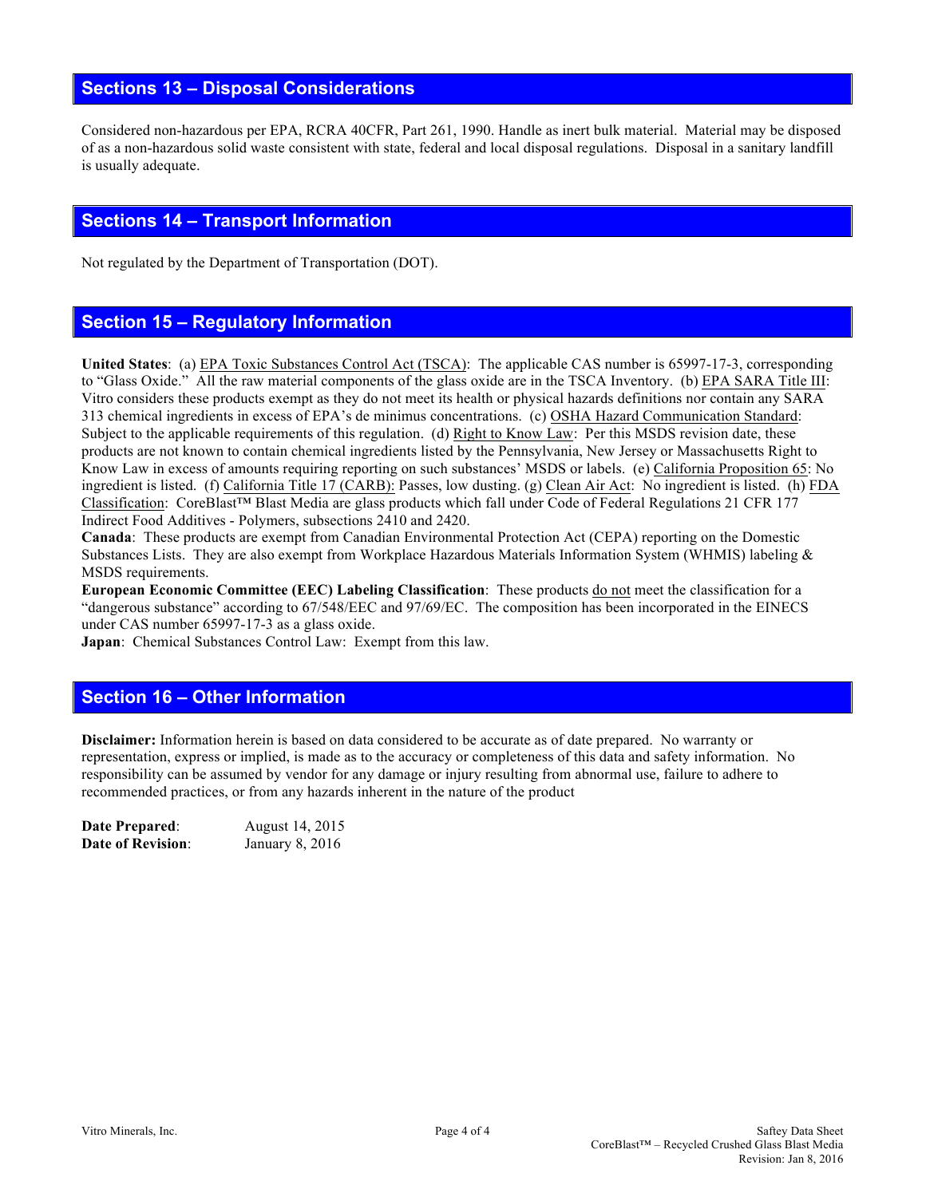## Sections 13 – Disposal Considerations

Considered non-hazardous per EPA, RCRA 40CFR, Part 261, 1990. Handle as inert bulk material. Material may be disposed of as a non-hazardous solid waste consistent with state, federal and local disposal regulations. Disposal in a sanitary landfill is usually adequate.

## Sections 14 – Transport Information

Not regulated by the Department of Transportation (DOT).

## Section 15 – Regulatory Information

**United States**: (a) EPA Toxic Substances Control Act (TSCA): The applicable CAS number is 65997-17-3, corresponding to "Glass Oxide." All the raw material components of the glass oxide are in the TSCA Inventory. (b) EPA SARA Title III: Vitro considers these products exempt as they do not meet its health or physical hazards definitions nor contain any SARA 313 chemical ingredients in excess of EPA's de minimus concentrations. (c) OSHA Hazard Communication Standard: Subject to the applicable requirements of this regulation. (d) Right to Know Law: Per this MSDS revision date, these products are not known to contain chemical ingredients listed by the Pennsylvania, New Jersey or Massachusetts Right to Know Law in excess of amounts requiring reporting on such substances' MSDS or labels. (e) California Proposition 65: No ingredient is listed. (f) California Title 17 (CARB): Passes, low dusting. (g) Clean Air Act: No ingredient is listed. (h) FDA Classification: CoreBlast™ Blast Media are glass products which fall under Code of Federal Regulations 21 CFR 177 Indirect Food Additives - Polymers, subsections 2410 and 2420.

**Canada**: These products are exempt from Canadian Environmental Protection Act (CEPA) reporting on the Domestic Substances Lists. They are also exempt from Workplace Hazardous Materials Information System (WHMIS) labeling & MSDS requirements.

**European Economic Committee (EEC) Labeling Classification**: These products do not meet the classification for a "dangerous substance" according to 67/548/EEC and 97/69/EC. The composition has been incorporated in the EINECS under CAS number 65997-17-3 as a glass oxide.

**Japan**: Chemical Substances Control Law: Exempt from this law.

## Section 16 – Other Information

**Disclaimer:** Information herein is based on data considered to be accurate as of date prepared. No warranty or representation, express or implied, is made as to the accuracy or completeness of this data and safety information. No responsibility can be assumed by vendor for any damage or injury resulting from abnormal use, failure to adhere to recommended practices, or from any hazards inherent in the nature of the product

**Date Prepared**: August 14, 2015
**Date of Revision**: January 8, 2016